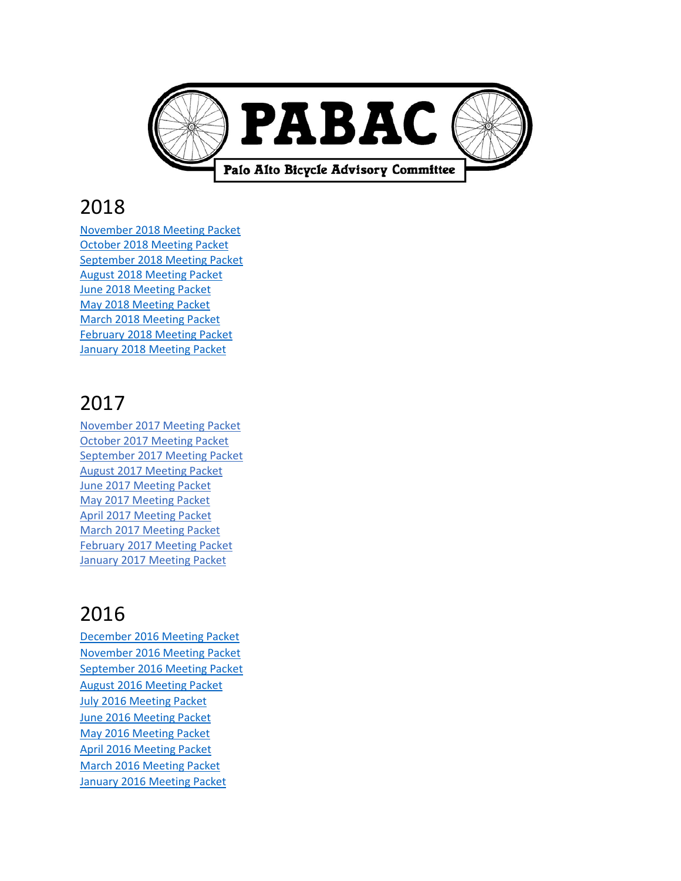# PABAC

Palo Alto Bicycle Advisory Committee

## 2018

November 2018 Meeting Packet
October 2018 Meeting Packet
September 2018 Meeting Packet
August 2018 Meeting Packet
June 2018 Meeting Packet
May 2018 Meeting Packet
March 2018 Meeting Packet
February 2018 Meeting Packet
January 2018 Meeting Packet

## 2017

November 2017 Meeting Packet
October 2017 Meeting Packet
September 2017 Meeting Packet
August 2017 Meeting Packet
June 2017 Meeting Packet
May 2017 Meeting Packet
April 2017 Meeting Packet
March 2017 Meeting Packet
February 2017 Meeting Packet
January 2017 Meeting Packet

## 2016

December 2016 Meeting Packet
November 2016 Meeting Packet
September 2016 Meeting Packet
August 2016 Meeting Packet
July 2016 Meeting Packet
June 2016 Meeting Packet
May 2016 Meeting Packet
April 2016 Meeting Packet
March 2016 Meeting Packet
January 2016 Meeting Packet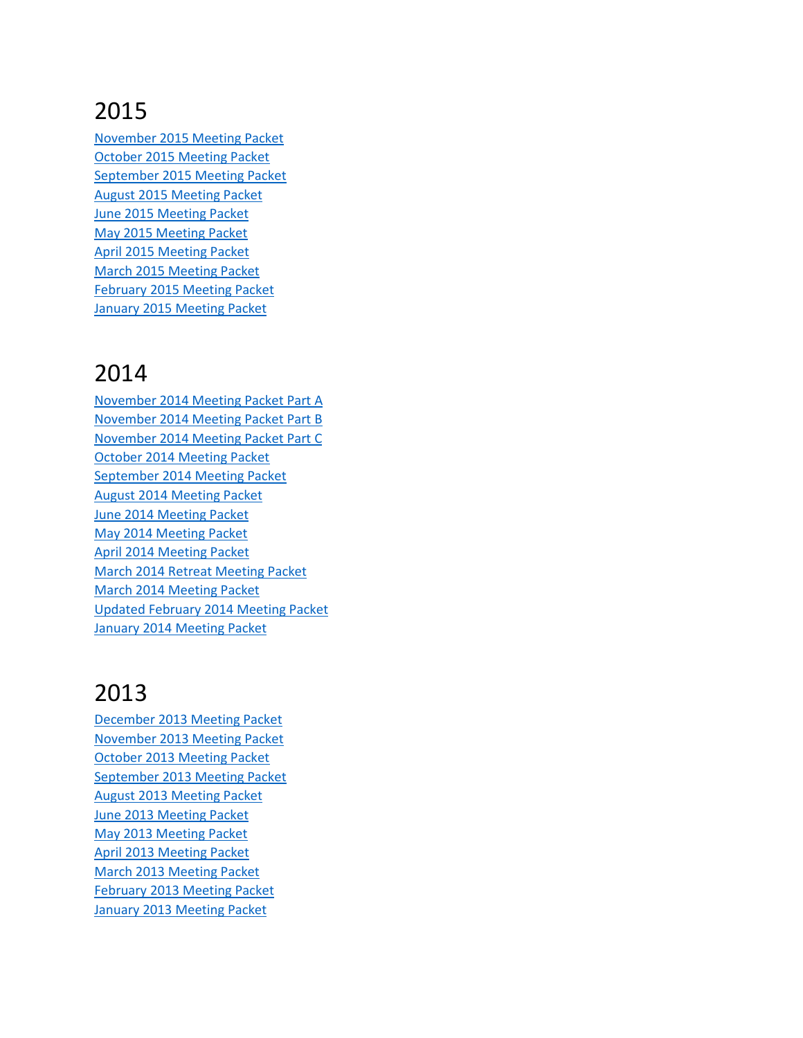# 2015

November 2015 Meeting Packet
October 2015 Meeting Packet
September 2015 Meeting Packet
August 2015 Meeting Packet
June 2015 Meeting Packet
May 2015 Meeting Packet
April 2015 Meeting Packet
March 2015 Meeting Packet
February 2015 Meeting Packet
January 2015 Meeting Packet

# 2014

November 2014 Meeting Packet Part A
November 2014 Meeting Packet Part B
November 2014 Meeting Packet Part C
October 2014 Meeting Packet
September 2014 Meeting Packet
August 2014 Meeting Packet
June 2014 Meeting Packet
May 2014 Meeting Packet
April 2014 Meeting Packet
March 2014 Retreat Meeting Packet
March 2014 Meeting Packet
Updated February 2014 Meeting Packet
January 2014 Meeting Packet

# 2013

December 2013 Meeting Packet
November 2013 Meeting Packet
October 2013 Meeting Packet
September 2013 Meeting Packet
August 2013 Meeting Packet
June 2013 Meeting Packet
May 2013 Meeting Packet
April 2013 Meeting Packet
March 2013 Meeting Packet
February 2013 Meeting Packet
January 2013 Meeting Packet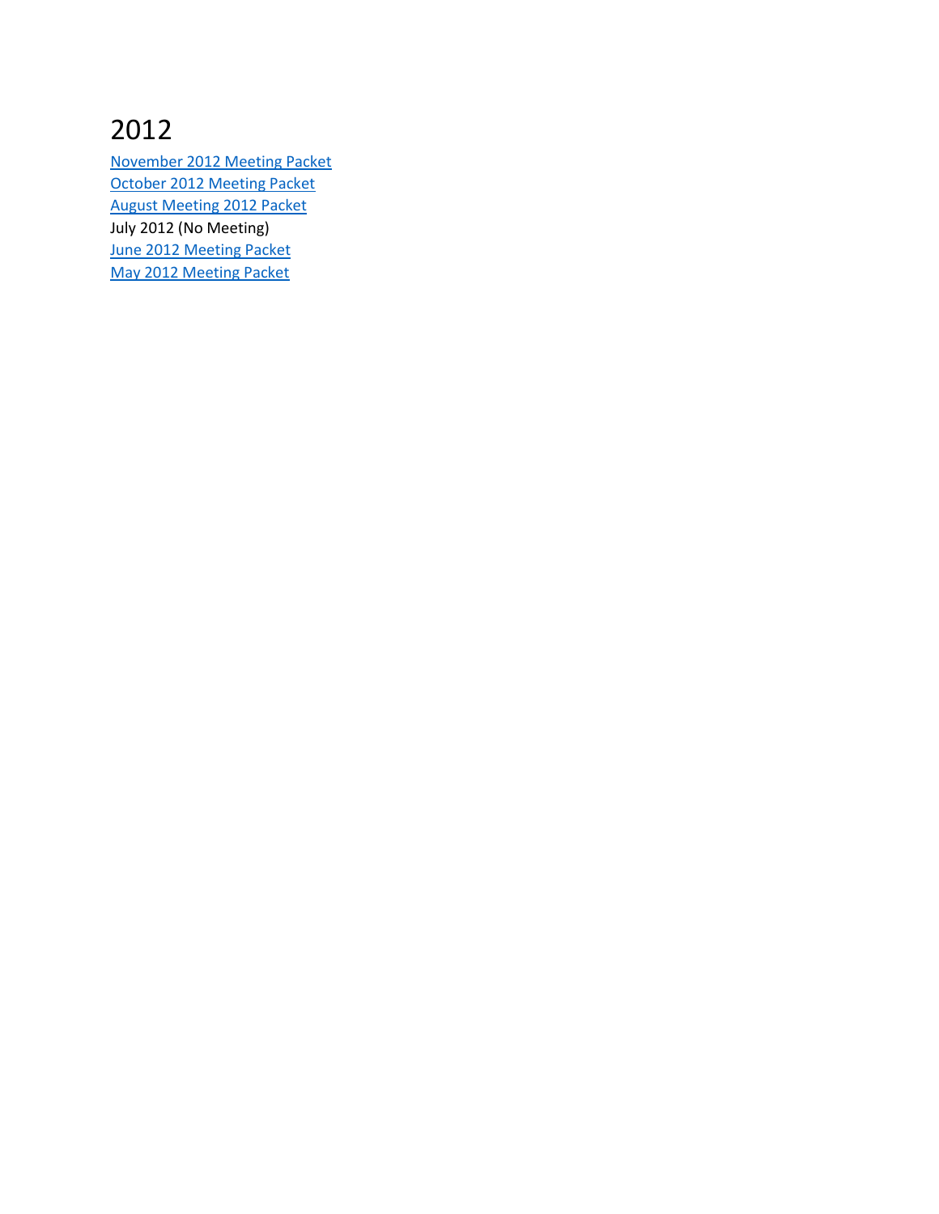# 2012

[November 2012 Meeting Packet]
[October 2012 Meeting Packet]
[August Meeting 2012 Packet]
July 2012 (No Meeting)
[June 2012 Meeting Packet]
[May 2012 Meeting Packet]